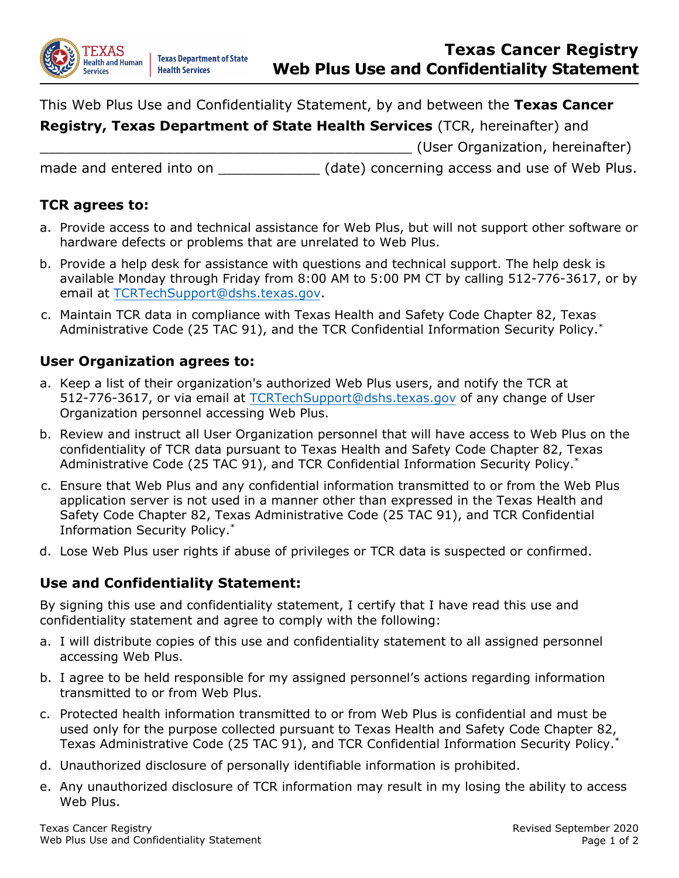# Texas Cancer Registry Web Plus Use and Confidentiality Statement

This Web Plus Use and Confidentiality Statement, by and between the **Texas Cancer Registry, Texas Department of State Health Services** (TCR, hereinafter) and _____________________________________________ (User Organization, hereinafter) made and entered into on ____________ (date) concerning access and use of Web Plus.

## TCR agrees to:

a. Provide access to and technical assistance for Web Plus, but will not support other software or hardware defects or problems that are unrelated to Web Plus.

b. Provide a help desk for assistance with questions and technical support. The help desk is available Monday through Friday from 8:00 AM to 5:00 PM CT by calling 512-776-3617, or by email at TCRTechSupport@dshs.texas.gov.

c. Maintain TCR data in compliance with Texas Health and Safety Code Chapter 82, Texas Administrative Code (25 TAC 91), and the TCR Confidential Information Security Policy.*

## User Organization agrees to:

a. Keep a list of their organization's authorized Web Plus users, and notify the TCR at 512-776-3617, or via email at TCRTechSupport@dshs.texas.gov of any change of User Organization personnel accessing Web Plus.

b. Review and instruct all User Organization personnel that will have access to Web Plus on the confidentiality of TCR data pursuant to Texas Health and Safety Code Chapter 82, Texas Administrative Code (25 TAC 91), and TCR Confidential Information Security Policy.*

c. Ensure that Web Plus and any confidential information transmitted to or from the Web Plus application server is not used in a manner other than expressed in the Texas Health and Safety Code Chapter 82, Texas Administrative Code (25 TAC 91), and TCR Confidential Information Security Policy.*

d. Lose Web Plus user rights if abuse of privileges or TCR data is suspected or confirmed.

## Use and Confidentiality Statement:

By signing this use and confidentiality statement, I certify that I have read this use and confidentiality statement and agree to comply with the following:

a. I will distribute copies of this use and confidentiality statement to all assigned personnel accessing Web Plus.

b. I agree to be held responsible for my assigned personnel's actions regarding information transmitted to or from Web Plus.

c. Protected health information transmitted to or from Web Plus is confidential and must be used only for the purpose collected pursuant to Texas Health and Safety Code Chapter 82, Texas Administrative Code (25 TAC 91), and TCR Confidential Information Security Policy.*

d. Unauthorized disclosure of personally identifiable information is prohibited.

e. Any unauthorized disclosure of TCR information may result in my losing the ability to access Web Plus.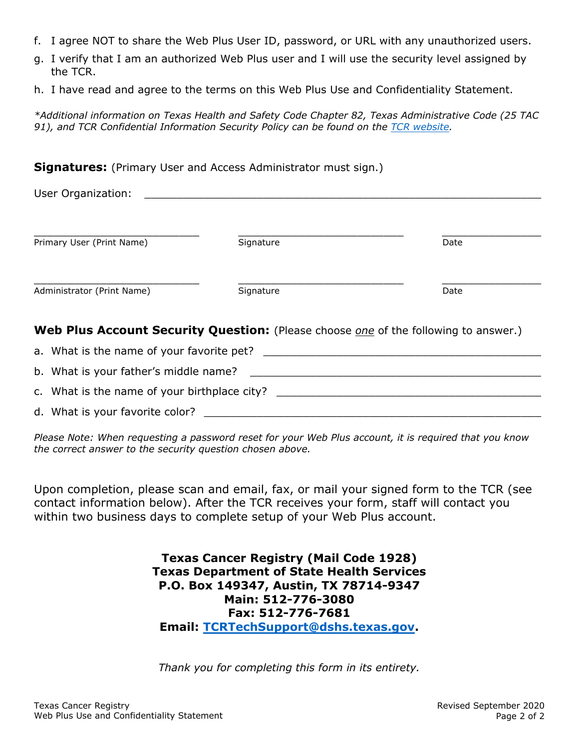f. I agree NOT to share the Web Plus User ID, password, or URL with any unauthorized users.

g. I verify that I am an authorized Web Plus user and I will use the security level assigned by the TCR.

h. I have read and agree to the terms on this Web Plus Use and Confidentiality Statement.

*\*Additional information on Texas Health and Safety Code Chapter 82, Texas Administrative Code (25 TAC 91), and TCR Confidential Information Security Policy can be found on the [TCR website](TCR website).*

**Signatures:** (Primary User and Access Administrator must sign.)

User Organization: ______________________________________________________________

| | | |
|---|---|---|
| ____________________________ | ____________________________ | ________________ |
| Primary User (Print Name) | Signature | Date |
| ____________________________ | ____________________________ | ________________ |
| Administrator (Print Name) | Signature | Date |

**Web Plus Account Security Question:** (Please choose *one* of the following to answer.)

a. What is the name of your favorite pet? ____________________________________________

b. What is your father's middle name? ______________________________________________

c. What is the name of your birthplace city? _________________________________________

d. What is your favorite color? ____________________________________________________

*Please Note: When requesting a password reset for your Web Plus account, it is required that you know the correct answer to the security question chosen above.*

Upon completion, please scan and email, fax, or mail your signed form to the TCR (see contact information below). After the TCR receives your form, staff will contact you within two business days to complete setup of your Web Plus account.

**Texas Cancer Registry (Mail Code 1928)**
**Texas Department of State Health Services**
**P.O. Box 149347, Austin, TX 78714-9347**
**Main: 512-776-3080**
**Fax: 512-776-7681**
**Email: TCRTechSupport@dshs.texas.gov.**

*Thank you for completing this form in its entirety.*